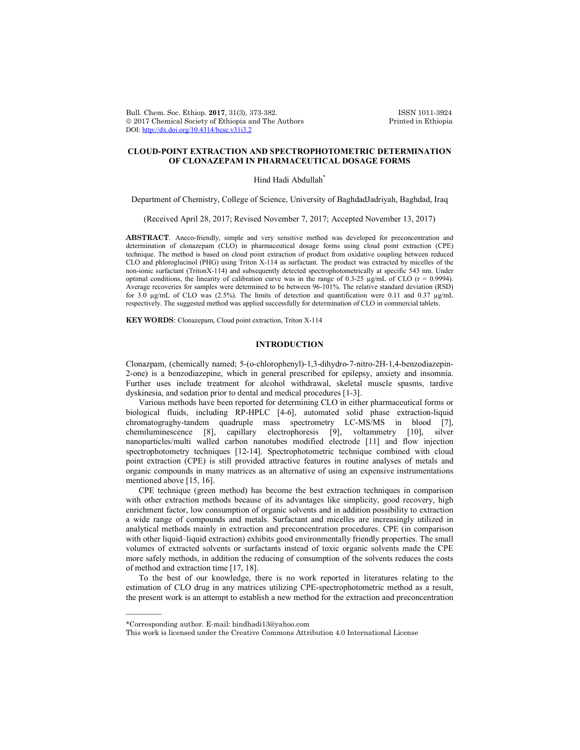# CLOUD-POINT EXTRACTION AND SPECTROPHOTOMETRIC DETERMINATION OF CLONAZEPAM IN PHARMACEUTICAL DOSAGE FORMS

Hind Hadi Abdullah*

Department of Chemistry, College of Science, University of BaghdadJadriyah, Baghdad, Iraq

(Received April 28, 2017; Revised November 7, 2017; Accepted November 13, 2017)

**ABSTRACT**. Aneco-friendly, simple and very sensitive method was developed for preconcentration and determination of clonazepam (CLO) in pharmaceutical dosage forms using cloud point extraction (CPE) technique. The method is based on cloud point extraction of product from oxidative coupling between reduced CLO and phloroglucinol (PHG) using Triton X-114 as surfactant. The product was extracted by micelles of the non-ionic surfactant (TritonX-114) and subsequently detected spectrophotometrically at specific 543 nm. Under optimal conditions, the linearity of calibration curve was in the range of 0.3-25 µg/mL of CLO (r = 0.9994). Average recoveries for samples were determined to be between 96-101%. The relative standard deviation (RSD) for 3.0 µg/mL of CLO was (2.5%). The limits of detection and quantification were 0.11 and 0.37 µg/mL respectively. The suggested method was applied successfully for determination of CLO in commercial tablets.

**KEY WORDS**: Clonazepam, Cloud point extraction, Triton X-114

## INTRODUCTION

Clonazpam, (chemically named; 5-(o-chlorophenyl)-1,3-dihydro-7-nitro-2H-1,4-benzodiazepin-2-one) is a benzodiazepine, which in general prescribed for epilepsy, anxiety and insomnia. Further uses include treatment for alcohol withdrawal, skeletal muscle spasms, tardive dyskinesia, and sedation prior to dental and medical procedures [1-3].

Various methods have been reported for determining CLO in either pharmaceutical forms or biological fluids, including RP-HPLC [4-6], automated solid phase extraction-liquid chromatograghy-tandem quadruple mass spectrometry LC-MS/MS in blood [7], chemiluminescence [8], capillary electrophoresis [9], voltammetry [10], silver nanoparticles/multi walled carbon nanotubes modified electrode [11] and flow injection spectrophotometry techniques [12-14]. Spectrophotometric technique combined with cloud point extraction (CPE) is still provided attractive features in routine analyses of metals and organic compounds in many matrices as an alternative of using an expensive instrumentations mentioned above [15, 16].

CPE technique (green method) has become the best extraction techniques in comparison with other extraction methods because of its advantages like simplicity, good recovery, high enrichment factor, low consumption of organic solvents and in addition possibility to extraction a wide range of compounds and metals. Surfactant and micelles are increasingly utilized in analytical methods mainly in extraction and preconcentration procedures. CPE (in comparison with other liquid–liquid extraction) exhibits good environmentally friendly properties. The small volumes of extracted solvents or surfactants instead of toxic organic solvents made the CPE more safely methods, in addition the reducing of consumption of the solvents reduces the costs of method and extraction time [17, 18].

To the best of our knowledge, there is no work reported in literatures relating to the estimation of CLO drug in any matrices utilizing CPE-spectrophotometric method as a result, the present work is an attempt to establish a new method for the extraction and preconcentration

---

*Corresponding author. E-mail: hindhadi13@yahoo.com

This work is licensed under the Creative Commons Attribution 4.0 International License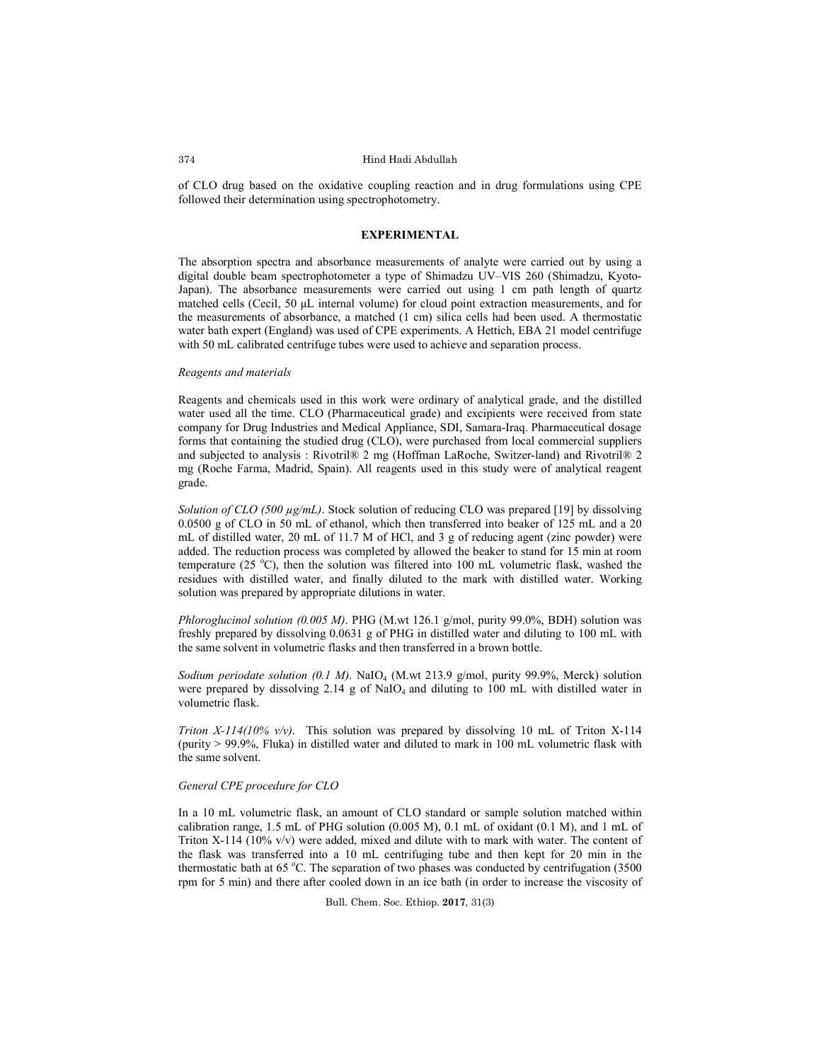of CLO drug based on the oxidative coupling reaction and in drug formulations using CPE followed their determination using spectrophotometry.

## EXPERIMENTAL

The absorption spectra and absorbance measurements of analyte were carried out by using a digital double beam spectrophotometer a type of Shimadzu UV–VIS 260 (Shimadzu, Kyoto-Japan). The absorbance measurements were carried out using 1 cm path length of quartz matched cells (Cecil, 50 μL internal volume) for cloud point extraction measurements, and for the measurements of absorbance, a matched (1 cm) silica cells had been used. A thermostatic water bath expert (England) was used of CPE experiments. A Hettich, EBA 21 model centrifuge with 50 mL calibrated centrifuge tubes were used to achieve and separation process.

### *Reagents and materials*

Reagents and chemicals used in this work were ordinary of analytical grade, and the distilled water used all the time. CLO (Pharmaceutical grade) and excipients were received from state company for Drug Industries and Medical Appliance, SDI, Samara-Iraq. Pharmaceutical dosage forms that containing the studied drug (CLO), were purchased from local commercial suppliers and subjected to analysis : Rivotril® 2 mg (Hoffman LaRoche, Switzer-land) and Rivotril® 2 mg (Roche Farma, Madrid, Spain). All reagents used in this study were of analytical reagent grade.

*Solution of CLO (500 μg/mL)*. Stock solution of reducing CLO was prepared [19] by dissolving 0.0500 g of CLO in 50 mL of ethanol, which then transferred into beaker of 125 mL and a 20 mL of distilled water, 20 mL of 11.7 M of HCl, and 3 g of reducing agent (zinc powder) were added. The reduction process was completed by allowed the beaker to stand for 15 min at room temperature (25 °C), then the solution was filtered into 100 mL volumetric flask, washed the residues with distilled water, and finally diluted to the mark with distilled water. Working solution was prepared by appropriate dilutions in water.

*Phloroglucinol solution (0.005 M)*. PHG (M.wt 126.1 g/mol, purity 99.0%, BDH) solution was freshly prepared by dissolving 0.0631 g of PHG in distilled water and diluting to 100 mL with the same solvent in volumetric flasks and then transferred in a brown bottle.

*Sodium periodate solution (0.1 M)*. $NaIO_4$ (M.wt 213.9 g/mol, purity 99.9%, Merck) solution were prepared by dissolving 2.14 g of $NaIO_4$ and diluting to 100 mL with distilled water in volumetric flask.

*Triton X-114(10% v/v)*. This solution was prepared by dissolving 10 mL of Triton X-114 (purity > 99.9%, Fluka) in distilled water and diluted to mark in 100 mL volumetric flask with the same solvent.

### *General CPE procedure for CLO*

In a 10 mL volumetric flask, an amount of CLO standard or sample solution matched within calibration range, 1.5 mL of PHG solution (0.005 M), 0.1 mL of oxidant (0.1 M), and 1 mL of Triton X-114 (10% v/v) were added, mixed and dilute with to mark with water. The content of the flask was transferred into a 10 mL centrifuging tube and then kept for 20 min in the thermostatic bath at 65 °C. The separation of two phases was conducted by centrifugation (3500 rpm for 5 min) and there after cooled down in an ice bath (in order to increase the viscosity of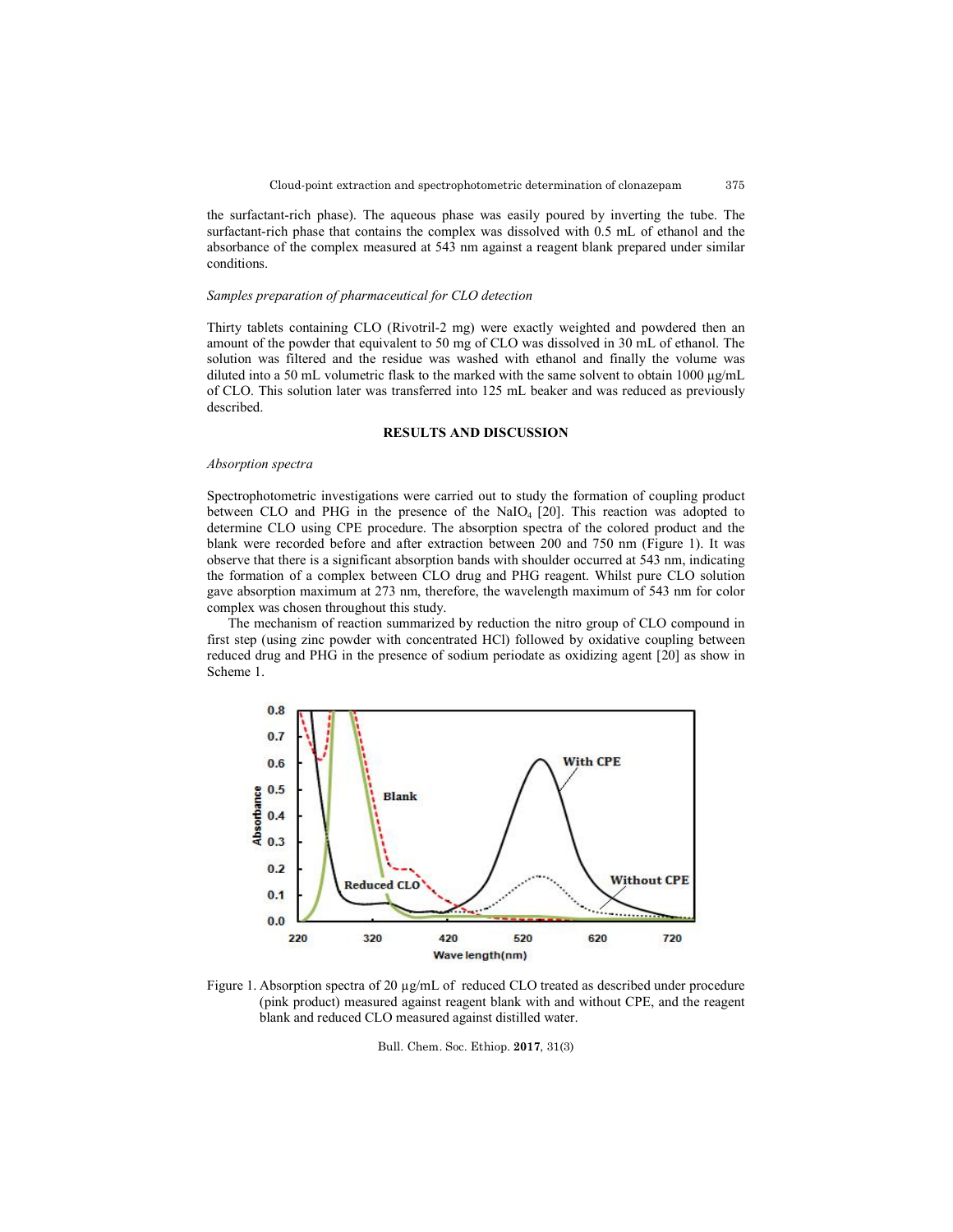the surfactant-rich phase). The aqueous phase was easily poured by inverting the tube. The surfactant-rich phase that contains the complex was dissolved with 0.5 mL of ethanol and the absorbance of the complex measured at 543 nm against a reagent blank prepared under similar conditions.

*Samples preparation of pharmaceutical for CLO detection*

Thirty tablets containing CLO (Rivotril-2 mg) were exactly weighted and powdered then an amount of the powder that equivalent to 50 mg of CLO was dissolved in 30 mL of ethanol. The solution was filtered and the residue was washed with ethanol and finally the volume was diluted into a 50 mL volumetric flask to the marked with the same solvent to obtain 1000 μg/mL of CLO. This solution later was transferred into 125 mL beaker and was reduced as previously described.

## RESULTS AND DISCUSSION

*Absorption spectra*

Spectrophotometric investigations were carried out to study the formation of coupling product between CLO and PHG in the presence of the $NaIO_4$ [20]. This reaction was adopted to determine CLO using CPE procedure. The absorption spectra of the colored product and the blank were recorded before and after extraction between 200 and 750 nm (Figure 1). It was observe that there is a significant absorption bands with shoulder occurred at 543 nm, indicating the formation of a complex between CLO drug and PHG reagent. Whilst pure CLO solution gave absorption maximum at 273 nm, therefore, the wavelength maximum of 543 nm for color complex was chosen throughout this study.

The mechanism of reaction summarized by reduction the nitro group of CLO compound in first step (using zinc powder with concentrated HCl) followed by oxidative coupling between reduced drug and PHG in the presence of sodium periodate as oxidizing agent [20] as show in Scheme 1.

Figure 1. Absorption spectra of 20 μg/mL of reduced CLO treated as described under procedure (pink product) measured against reagent blank with and without CPE, and the reagent blank and reduced CLO measured against distilled water.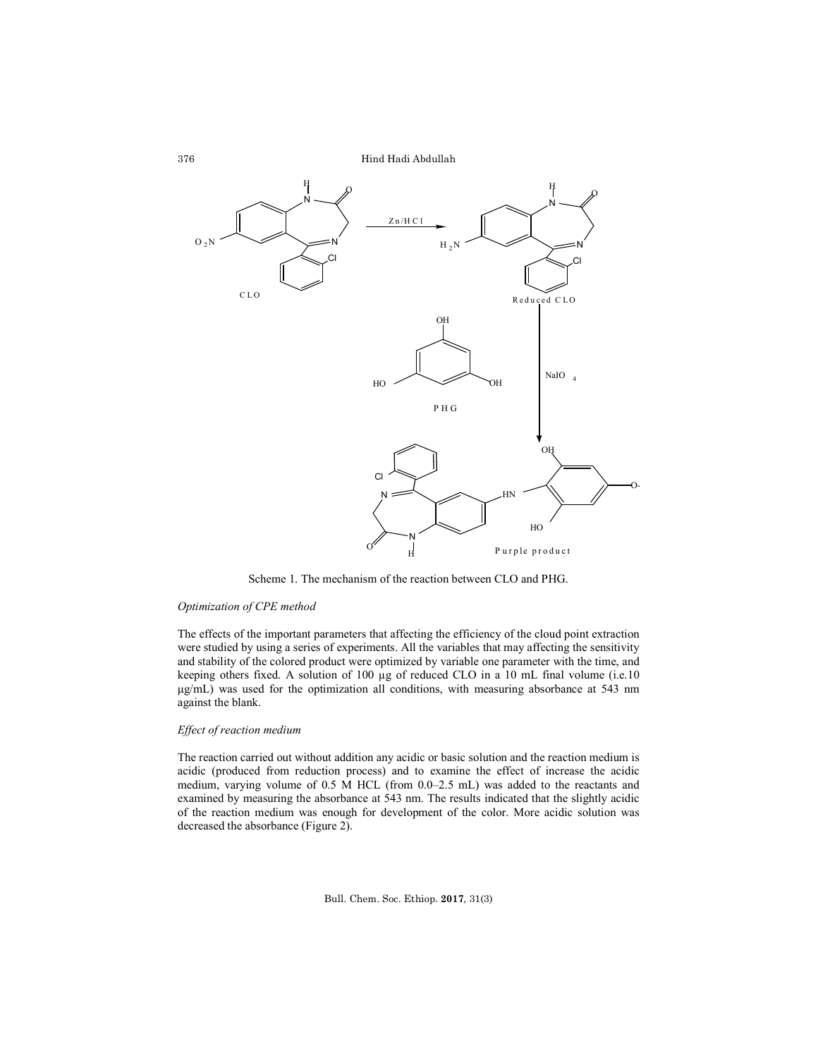Scheme 1. The mechanism of the reaction between CLO and PHG.

*Optimization of CPE method*

The effects of the important parameters that affecting the efficiency of the cloud point extraction were studied by using a series of experiments. All the variables that may affecting the sensitivity and stability of the colored product were optimized by variable one parameter with the time, and keeping others fixed. A solution of 100 µg of reduced CLO in a 10 mL final volume (i.e.10 µg/mL) was used for the optimization all conditions, with measuring absorbance at 543 nm against the blank.

*Effect of reaction medium*

The reaction carried out without addition any acidic or basic solution and the reaction medium is acidic (produced from reduction process) and to examine the effect of increase the acidic medium, varying volume of 0.5 M HCL (from 0.0–2.5 mL) was added to the reactants and examined by measuring the absorbance at 543 nm. The results indicated that the slightly acidic of the reaction medium was enough for development of the color. More acidic solution was decreased the absorbance (Figure 2).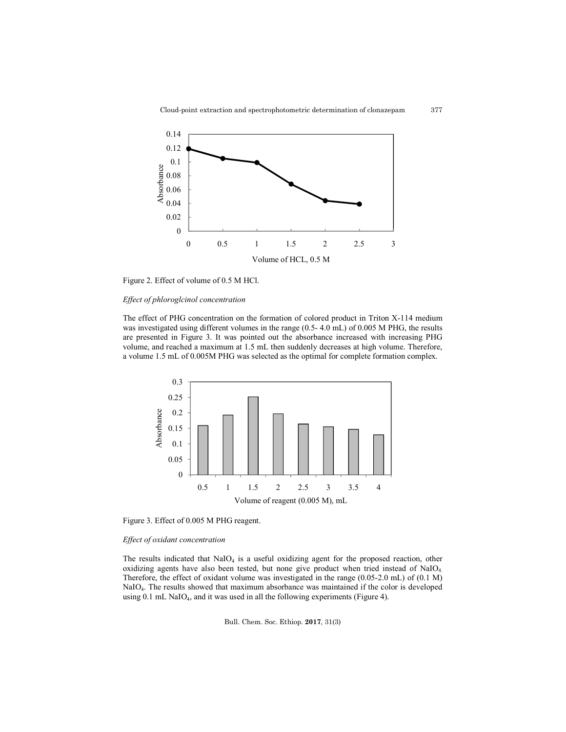Figure 2. Effect of volume of 0.5 M HCl.

*Effect of phloroglcinol concentration*

The effect of PHG concentration on the formation of colored product in Triton X-114 medium was investigated using different volumes in the range (0.5- 4.0 mL) of 0.005 M PHG, the results are presented in Figure 3. It was pointed out the absorbance increased with increasing PHG volume, and reached a maximum at 1.5 mL then suddenly decreases at high volume. Therefore, a volume 1.5 mL of 0.005M PHG was selected as the optimal for complete formation complex.

Figure 3. Effect of 0.005 M PHG reagent.

*Effect of oxidant concentration*

The results indicated that $NaIO_4$ is a useful oxidizing agent for the proposed reaction, other oxidizing agents have also been tested, but none give product when tried instead of $NaIO_4$. Therefore, the effect of oxidant volume was investigated in the range (0.05-2.0 mL) of (0.1 M) $NaIO_4$. The results showed that maximum absorbance was maintained if the color is developed using 0.1 mL $NaIO_4$, and it was used in all the following experiments (Figure 4).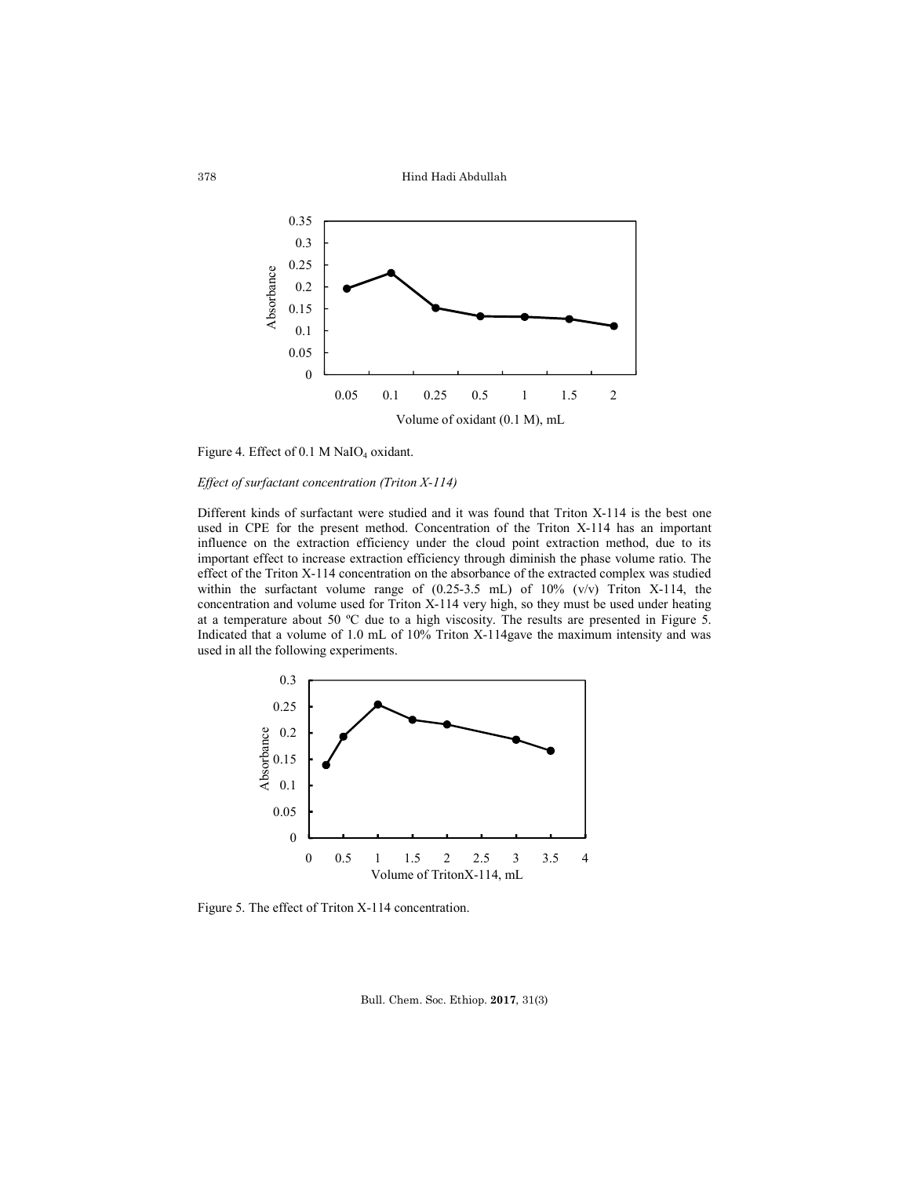Figure 4. Effect of 0.1 M $NaIO_4$ oxidant.

*Effect of surfactant concentration (Triton X-114)*

Different kinds of surfactant were studied and it was found that Triton X-114 is the best one used in CPE for the present method. Concentration of the Triton X-114 has an important influence on the extraction efficiency under the cloud point extraction method, due to its important effect to increase extraction efficiency through diminish the phase volume ratio. The effect of the Triton X-114 concentration on the absorbance of the extracted complex was studied within the surfactant volume range of (0.25-3.5 mL) of 10% (v/v) Triton X-114, the concentration and volume used for Triton X-114 very high, so they must be used under heating at a temperature about 50 ºC due to a high viscosity. The results are presented in Figure 5. Indicated that a volume of 1.0 mL of 10% Triton X-114gave the maximum intensity and was used in all the following experiments.

Figure 5. The effect of Triton X-114 concentration.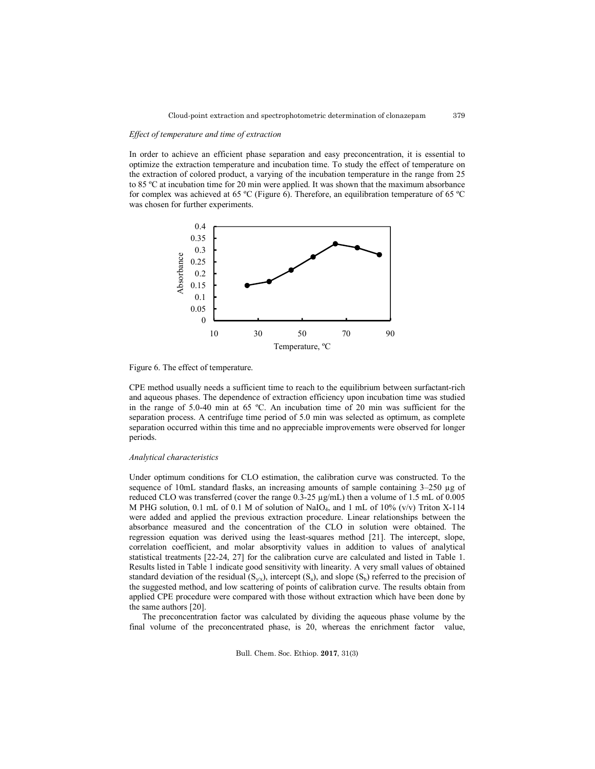*Effect of temperature and time of extraction*

In order to achieve an efficient phase separation and easy preconcentration, it is essential to optimize the extraction temperature and incubation time. To study the effect of temperature on the extraction of colored product, a varying of the incubation temperature in the range from 25 to 85 ºC at incubation time for 20 min were applied. It was shown that the maximum absorbance for complex was achieved at 65 ºC (Figure 6). Therefore, an equilibration temperature of 65 ºC was chosen for further experiments.

Figure 6. The effect of temperature.

CPE method usually needs a sufficient time to reach to the equilibrium between surfactant-rich and aqueous phases. The dependence of extraction efficiency upon incubation time was studied in the range of 5.0-40 min at 65 ºC. An incubation time of 20 min was sufficient for the separation process. A centrifuge time period of 5.0 min was selected as optimum, as complete separation occurred within this time and no appreciable improvements were observed for longer periods.

*Analytical characteristics*

Under optimum conditions for CLO estimation, the calibration curve was constructed. To the sequence of 10mL standard flasks, an increasing amounts of sample containing 3–250 µg of reduced CLO was transferred (cover the range 0.3-25 µg/mL) then a volume of 1.5 mL of 0.005 M PHG solution, 0.1 mL of 0.1 M of solution of $NaIO_4$, and 1 mL of 10% (v/v) Triton X-114 were added and applied the previous extraction procedure. Linear relationships between the absorbance measured and the concentration of the CLO in solution were obtained. The regression equation was derived using the least-squares method [21]. The intercept, slope, correlation coefficient, and molar absorptivity values in addition to values of analytical statistical treatments [22-24, 27] for the calibration curve are calculated and listed in Table 1. Results listed in Table 1 indicate good sensitivity with linearity. A very small values of obtained standard deviation of the residual ($S_{y/x}$), intercept ($S_a$), and slope ($S_b$) referred to the precision of the suggested method, and low scattering of points of calibration curve. The results obtain from applied CPE procedure were compared with those without extraction which have been done by the same authors [20].

The preconcentration factor was calculated by dividing the aqueous phase volume by the final volume of the preconcentrated phase, is 20, whereas the enrichment factor value,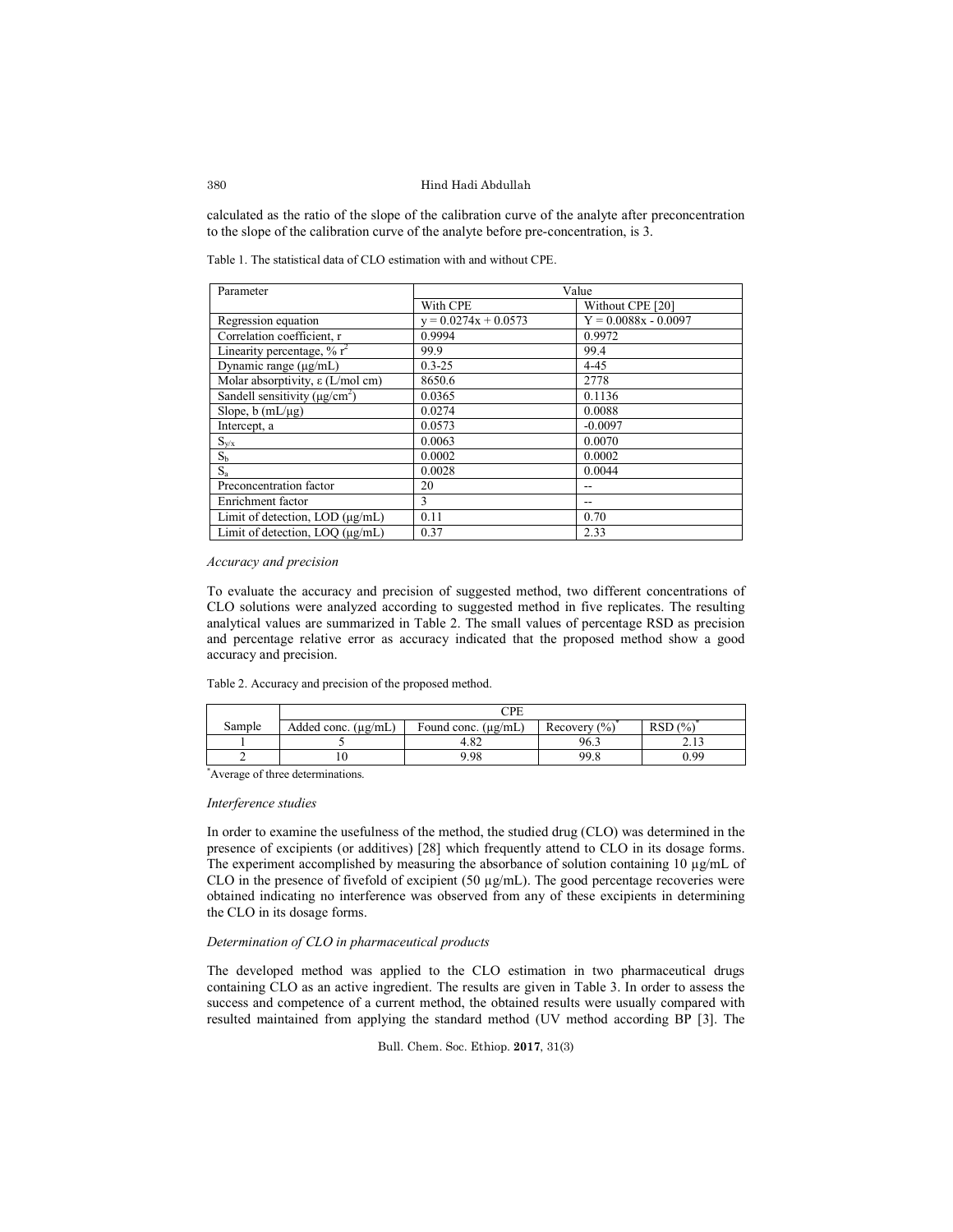calculated as the ratio of the slope of the calibration curve of the analyte after preconcentration to the slope of the calibration curve of the analyte before pre-concentration, is 3.

Table 1. The statistical data of CLO estimation with and without CPE.

| Parameter | Value | |
|---|---|---|
| | With CPE | Without CPE [20] |
| Regression equation | $y = 0.0274x + 0.0573$ | $Y = 0.0088x - 0.0097$ |
| Correlation coefficient, r | 0.9994 | 0.9972 |
| Linearity percentage, % $r^2$ | 99.9 | 99.4 |
| Dynamic range (μg/mL) | 0.3-25 | 4-45 |
| Molar absorptivity, ε (L/mol cm) | 8650.6 | 2778 |
| Sandell sensitivity (μg/cm$^2$) | 0.0365 | 0.1136 |
| Slope, b (mL/μg) | 0.0274 | 0.0088 |
| Intercept, a | 0.0573 | -0.0097 |
| $S_{y/x}$ | 0.0063 | 0.0070 |
| $S_b$ | 0.0002 | 0.0002 |
| $S_a$ | 0.0028 | 0.0044 |
| Preconcentration factor | 20 | -- |
| Enrichment factor | 3 | -- |
| Limit of detection, LOD (μg/mL) | 0.11 | 0.70 |
| Limit of detection, LOQ (μg/mL) | 0.37 | 2.33 |

*Accuracy and precision*

To evaluate the accuracy and precision of suggested method, two different concentrations of CLO solutions were analyzed according to suggested method in five replicates. The resulting analytical values are summarized in Table 2. The small values of percentage RSD as precision and percentage relative error as accuracy indicated that the proposed method show a good accuracy and precision.

Table 2. Accuracy and precision of the proposed method.

| | CPE | | | |
|---|---|---|---|---|
| Sample | Added conc. (μg/mL) | Found conc. (μg/mL) | Recovery (%)* | RSD (%)* |
| 1 | 5 | 4.82 | 96.3 | 2.13 |
| 2 | 10 | 9.98 | 99.8 | 0.99 |

*Average of three determinations.

*Interference studies*

In order to examine the usefulness of the method, the studied drug (CLO) was determined in the presence of excipients (or additives) [28] which frequently attend to CLO in its dosage forms. The experiment accomplished by measuring the absorbance of solution containing 10 μg/mL of CLO in the presence of fivefold of excipient (50 μg/mL). The good percentage recoveries were obtained indicating no interference was observed from any of these excipients in determining the CLO in its dosage forms.

*Determination of CLO in pharmaceutical products*

The developed method was applied to the CLO estimation in two pharmaceutical drugs containing CLO as an active ingredient. The results are given in Table 3. In order to assess the success and competence of a current method, the obtained results were usually compared with resulted maintained from applying the standard method (UV method according BP [3]. The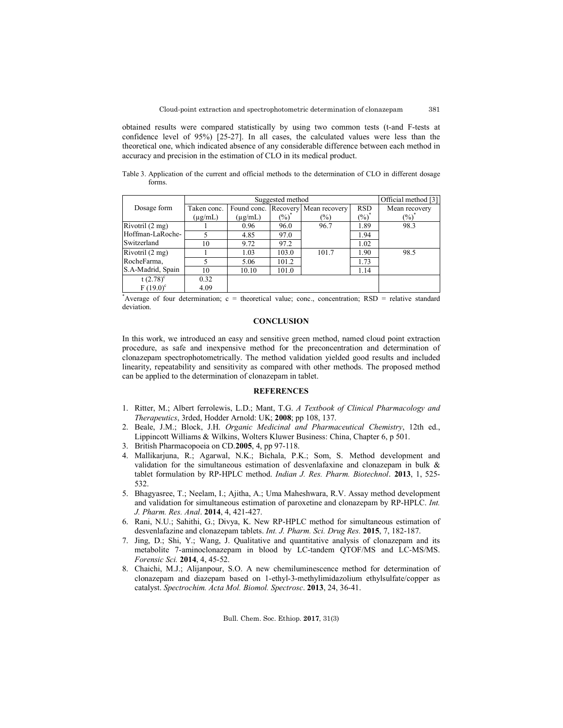obtained results were compared statistically by using two common tests (t-and F-tests at confidence level of 95%) [25-27]. In all cases, the calculated values were less than the theoretical one, which indicated absence of any considerable difference between each method in accuracy and precision in the estimation of CLO in its medical product.

Table 3. Application of the current and official methods to the determination of CLO in different dosage forms.

| Dosage form | Suggested method | | | | | Official method [3] |
|---|---|---|---|---|---|---|
| | Taken conc. (μg/mL) | Found conc. (μg/mL) | Recovery (%)* | Mean recovery (%) | RSD (%)* | Mean recovery (%)* |
| Rivotril (2 mg) Hoffman-LaRoche-Switzerland | 1 | 0.96 | 96.0 | 96.7 | 1.89 | 98.3 |
| | 5 | 4.85 | 97.0 | | 1.94 | |
| | 10 | 9.72 | 97.2 | | 1.02 | |
| Rivotril (2 mg) RocheFarma, S.A-Madrid, Spain | 1 | 1.03 | 103.0 | 101.7 | 1.90 | 98.5 |
| | 5 | 5.06 | 101.2 | | 1.73 | |
| | 10 | 10.10 | 101.0 | | 1.14 | |
| t (2.78)[c] | 0.32 | | | | | |
| F (19.0)[c] | 4.09 | | | | | |

*Average of four determination; c = theoretical value; conc., concentration; RSD = relative standard deviation.

## CONCLUSION

In this work, we introduced an easy and sensitive green method, named cloud point extraction procedure, as safe and inexpensive method for the preconcentration and determination of clonazepam spectrophotometrically. The method validation yielded good results and included linearity, repeatability and sensitivity as compared with other methods. The proposed method can be applied to the determination of clonazepam in tablet.

## REFERENCES

1. Ritter, M.; Albert ferrolewis, L.D.; Mant, T.G. *A Textbook of Clinical Pharmacology and Therapeutics*, 3rded, Hodder Arnold: UK; **2008**; pp 108, 137.
2. Beale, J.M.; Block, J.H. *Organic Medicinal and Pharmaceutical Chemistry*, 12th ed., Lippincott Williams & Wilkins, Wolters Kluwer Business: China, Chapter 6, p 501.
3. British Pharmacopoeia on CD.**2005**, 4, pp 97-118.
4. Mallikarjuna, R.; Agarwal, N.K.; Bichala, P.K.; Som, S. Method development and validation for the simultaneous estimation of desvenlafaxine and clonazepam in bulk & tablet formulation by RP-HPLC method. *Indian J. Res. Pharm. Biotechnol*. **2013**, 1, 525-532.
5. Bhagyasree, T.; Neelam, I.; Ajitha, A.; Uma Maheshwara, R.V. Assay method development and validation for simultaneous estimation of paroxetine and clonazepam by RP-HPLC. *Int. J. Pharm. Res. Anal*. **2014**, 4, 421-427.
6. Rani, N.U.; Sahithi, G.; Divya, K. New RP-HPLC method for simultaneous estimation of desvenlafazine and clonazepam tablets. *Int. J. Pharm. Sci. Drug Res.* **2015**, 7, 182-187.
7. Jing, D.; Shi, Y.; Wang, J. Qualitative and quantitative analysis of clonazepam and its metabolite 7-aminoclonazepam in blood by LC-tandem QTOF/MS and LC-MS/MS. *Forensic Sci.* **2014**, 4, 45-52.
8. Chaichi, M.J.; Alijanpour, S.O. A new chemiluminescence method for determination of clonazepam and diazepam based on 1-ethyl-3-methylimidazolium ethylsulfate/copper as catalyst. *Spectrochim. Acta Mol. Biomol. Spectrosc*. **2013**, 24, 36-41.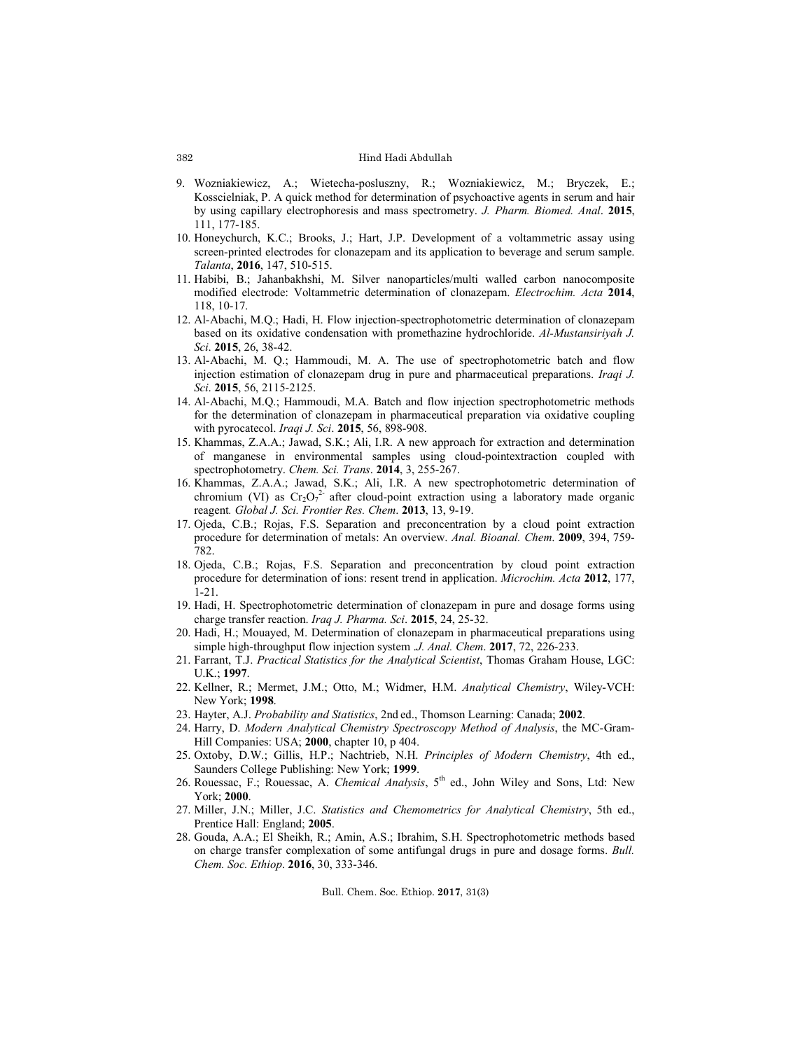9. Wozniakiewicz, A.; Wietecha-posluszny, R.; Wozniakiewicz, M.; Bryczek, E.; Kosscielniak, P. A quick method for determination of psychoactive agents in serum and hair by using capillary electrophoresis and mass spectrometry. *J. Pharm. Biomed. Anal*. **2015**, 111, 177-185.
10. Honeychurch, K.C.; Brooks, J.; Hart, J.P. Development of a voltammetric assay using screen-printed electrodes for clonazepam and its application to beverage and serum sample. *Talanta*, **2016**, 147, 510-515.
11. Habibi, B.; Jahanbakhshi, M. Silver nanoparticles/multi walled carbon nanocomposite modified electrode: Voltammetric determination of clonazepam. *Electrochim. Acta* **2014**, 118, 10-17.
12. Al-Abachi, M.Q.; Hadi, H. Flow injection-spectrophotometric determination of clonazepam based on its oxidative condensation with promethazine hydrochloride. *Al-Mustansiriyah J. Sci*. **2015**, 26, 38-42.
13. Al-Abachi, M. Q.; Hammoudi, M. A. The use of spectrophotometric batch and flow injection estimation of clonazepam drug in pure and pharmaceutical preparations. *Iraqi J. Sci*. **2015**, 56, 2115-2125.
14. Al-Abachi, M.Q.; Hammoudi, M.A. Batch and flow injection spectrophotometric methods for the determination of clonazepam in pharmaceutical preparation via oxidative coupling with pyrocatecol. *Iraqi J. Sci*. **2015**, 56, 898-908.
15. Khammas, Z.A.A.; Jawad, S.K.; Ali, I.R. A new approach for extraction and determination of manganese in environmental samples using cloud-pointextraction coupled with spectrophotometry. *Chem. Sci. Trans*. **2014**, 3, 255-267.
16. Khammas, Z.A.A.; Jawad, S.K.; Ali, I.R. A new spectrophotometric determination of chromium (VI) as $Cr_2O_7^{2-}$ after cloud-point extraction using a laboratory made organic reagent*. Global J. Sci. Frontier Res. Chem*. **2013**, 13, 9-19.
17. Ojeda, C.B.; Rojas, F.S. Separation and preconcentration by a cloud point extraction procedure for determination of metals: An overview. *Anal. Bioanal. Chem*. **2009**, 394, 759-782.
18. Ojeda, C.B.; Rojas, F.S. Separation and preconcentration by cloud point extraction procedure for determination of ions: resent trend in application. *Microchim. Acta* **2012**, 177, 1-21.
19. Hadi, H. Spectrophotometric determination of clonazepam in pure and dosage forms using charge transfer reaction. *Iraq J. Pharma. Sci*. **2015**, 24, 25-32.
20. Hadi, H.; Mouayed, M. Determination of clonazepam in pharmaceutical preparations using simple high-throughput flow injection system *.J. Anal. Chem*. **2017**, 72, 226-233.
21. Farrant, T.J. *Practical Statistics for the Analytical Scientist*, Thomas Graham House, LGC: U.K.; **1997**.
22. Kellner, R.; Mermet, J.M.; Otto, M.; Widmer, H.M. *Analytical Chemistry*, Wiley-VCH: New York; **1998**.
23. Hayter, A.J. *Probability and Statistics*, 2nd ed., Thomson Learning: Canada; **2002**.
24. Harry, D. *Modern Analytical Chemistry Spectroscopy Method of Analysis*, the MC-Gram-Hill Companies: USA; **2000**, chapter 10, p 404.
25. Oxtoby, D.W.; Gillis, H.P.; Nachtrieb, N.H. *Principles of Modern Chemistry*, 4th ed., Saunders College Publishing: New York; **1999**.
26. Rouessac, F.; Rouessac, A. *Chemical Analysis*, 5th ed., John Wiley and Sons, Ltd: New York; **2000**.
27. Miller, J.N.; Miller, J.C. *Statistics and Chemometrics for Analytical Chemistry*, 5th ed., Prentice Hall: England; **2005**.
28. Gouda, A.A.; El Sheikh, R.; Amin, A.S.; Ibrahim, S.H. Spectrophotometric methods based on charge transfer complexation of some antifungal drugs in pure and dosage forms. *Bull. Chem. Soc. Ethiop*. **2016**, 30, 333-346.